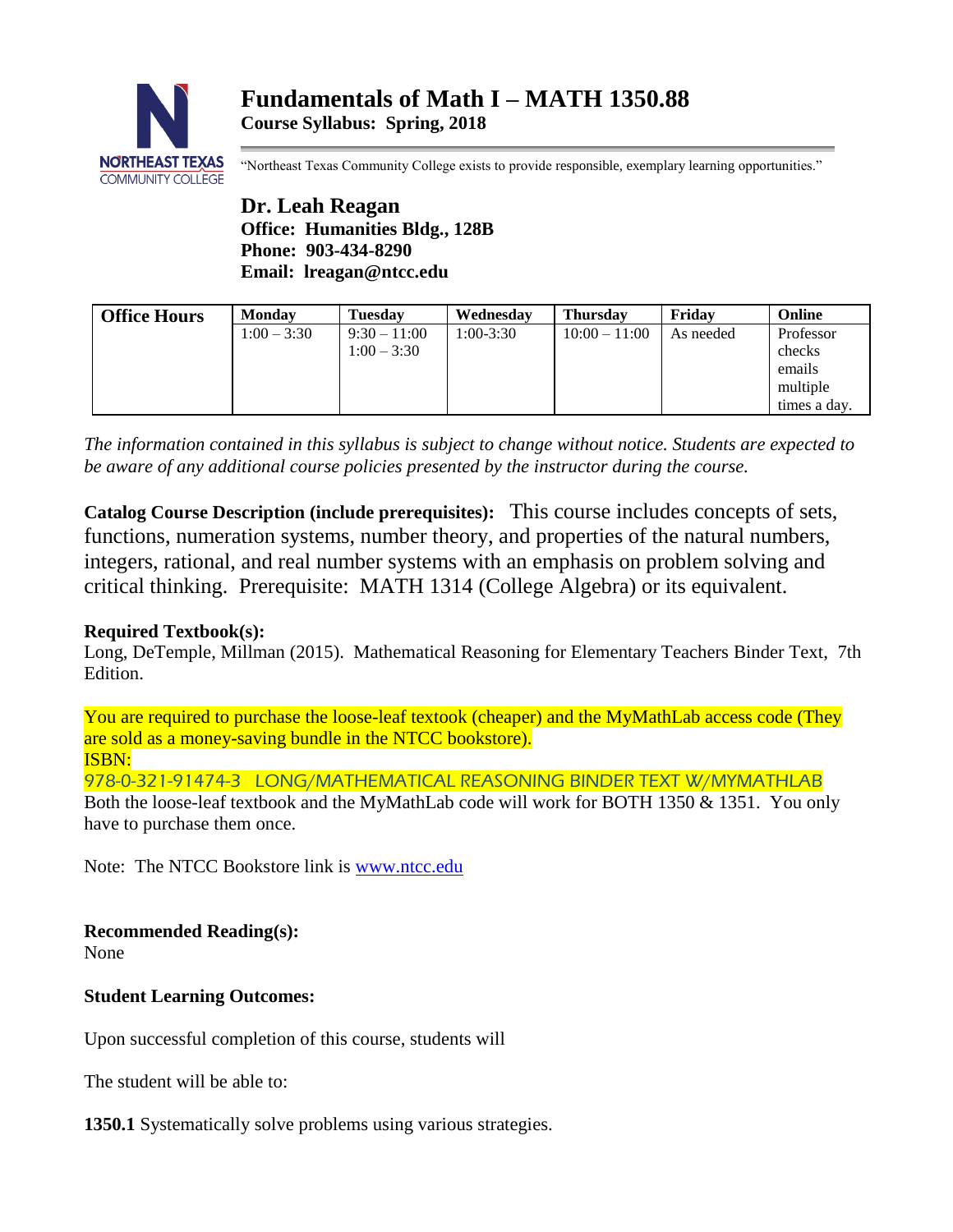# Fundamentals of Math I – MATH 1350.88

**Course Syllabus: Spring, 2018**

NORTHEAST TEXAS COMMUNITY COLLEGE

"Northeast Texas Community College exists to provide responsible, exemplary learning opportunities."

**Dr. Leah Reagan**
**Office: Humanities Bldg., 128B**
**Phone: 903-434-8290**
**Email: lreagan@ntcc.edu**

| Office Hours | Monday | Tuesday | Wednesday | Thursday | Friday | Online |
|---|---|---|---|---|---|---|
| | 1:00 – 3:30 | 9:30 – 11:00<br>1:00 – 3:30 | 1:00-3:30 | 10:00 – 11:00 | As needed | Professor checks emails multiple times a day. |

*The information contained in this syllabus is subject to change without notice. Students are expected to be aware of any additional course policies presented by the instructor during the course.*

**Catalog Course Description (include prerequisites):** This course includes concepts of sets, functions, numeration systems, number theory, and properties of the natural numbers, integers, rational, and real number systems with an emphasis on problem solving and critical thinking. Prerequisite: MATH 1314 (College Algebra) or its equivalent.

**Required Textbook(s):**
Long, DeTemple, Millman (2015). Mathematical Reasoning for Elementary Teachers Binder Text, 7th Edition.

You are required to purchase the loose-leaf textook (cheaper) and the MyMathLab access code (They are sold as a money-saving bundle in the NTCC bookstore).
ISBN:
978-0-321-91474-3 LONG/MATHEMATICAL REASONING BINDER TEXT W/MYMATHLAB
Both the loose-leaf textbook and the MyMathLab code will work for BOTH 1350 & 1351. You only have to purchase them once.

Note: The NTCC Bookstore link is www.ntcc.edu

**Recommended Reading(s):**
None

**Student Learning Outcomes:**

Upon successful completion of this course, students will

The student will be able to:

**1350.1** Systematically solve problems using various strategies.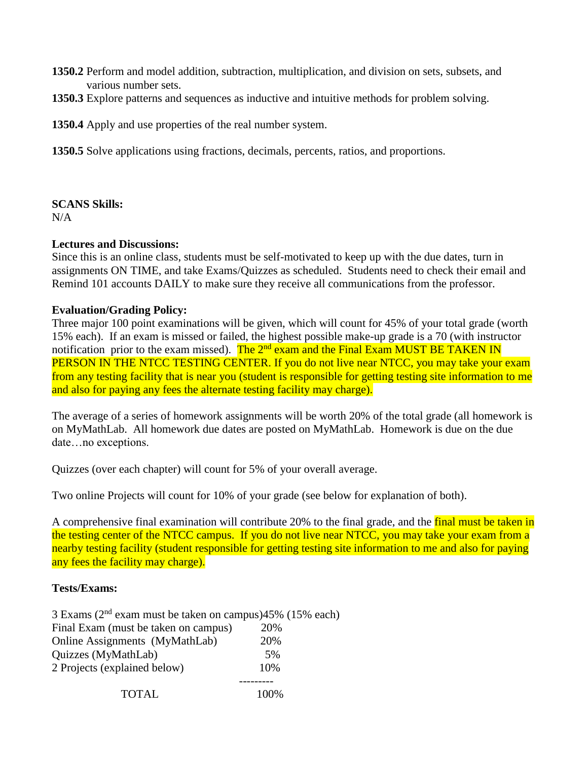**1350.2** Perform and model addition, subtraction, multiplication, and division on sets, subsets, and various number sets.

**1350.3** Explore patterns and sequences as inductive and intuitive methods for problem solving.

**1350.4** Apply and use properties of the real number system.

**1350.5** Solve applications using fractions, decimals, percents, ratios, and proportions.

**SCANS Skills:**
N/A

**Lectures and Discussions:**
Since this is an online class, students must be self-motivated to keep up with the due dates, turn in assignments ON TIME, and take Exams/Quizzes as scheduled. Students need to check their email and Remind 101 accounts DAILY to make sure they receive all communications from the professor.

**Evaluation/Grading Policy:**
Three major 100 point examinations will be given, which will count for 45% of your total grade (worth 15% each). If an exam is missed or failed, the highest possible make-up grade is a 70 (with instructor notification prior to the exam missed). The 2nd exam and the Final Exam MUST BE TAKEN IN PERSON IN THE NTCC TESTING CENTER. If you do not live near NTCC, you may take your exam from any testing facility that is near you (student is responsible for getting testing site information to me and also for paying any fees the alternate testing facility may charge).

The average of a series of homework assignments will be worth 20% of the total grade (all homework is on MyMathLab. All homework due dates are posted on MyMathLab. Homework is due on the due date…no exceptions.

Quizzes (over each chapter) will count for 5% of your overall average.

Two online Projects will count for 10% of your grade (see below for explanation of both).

A comprehensive final examination will contribute 20% to the final grade, and the final must be taken in the testing center of the NTCC campus. If you do not live near NTCC, you may take your exam from a nearby testing facility (student responsible for getting testing site information to me and also for paying any fees the facility may charge).

**Tests/Exams:**

| | |
|---|---|
| 3 Exams (2nd exam must be taken on campus) | 45% (15% each) |
| Final Exam (must be taken on campus) | 20% |
| Online Assignments (MyMathLab) | 20% |
| Quizzes (MyMathLab) | 5% |
| 2 Projects (explained below) | 10% |
| TOTAL | 100% |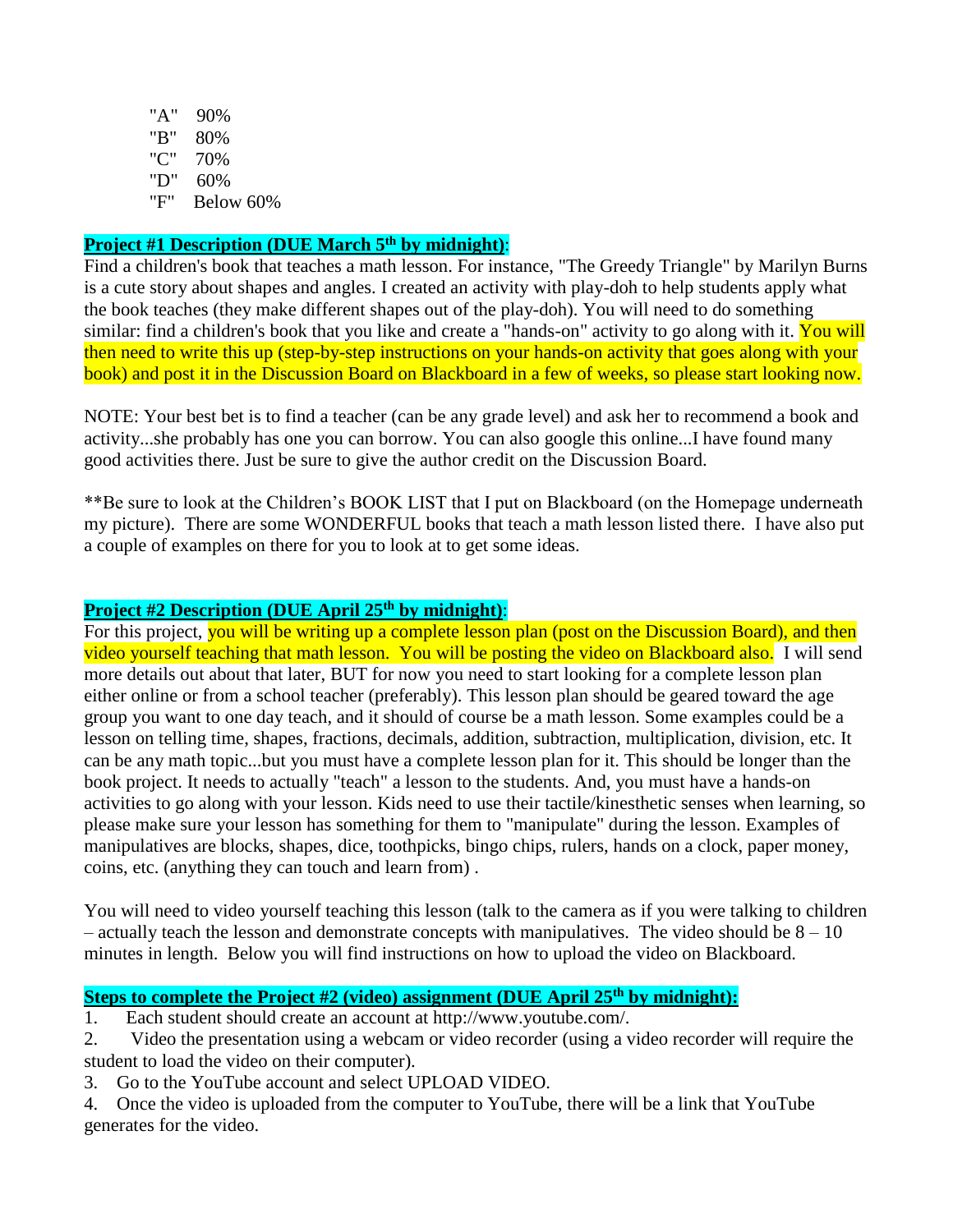"A" 90%
"B" 80%
"C" 70%
"D" 60%
"F" Below 60%

**Project #1 Description (DUE March 5th by midnight)**:

Find a children's book that teaches a math lesson. For instance, "The Greedy Triangle" by Marilyn Burns is a cute story about shapes and angles. I created an activity with play-doh to help students apply what the book teaches (they make different shapes out of the play-doh). You will need to do something similar: find a children's book that you like and create a "hands-on" activity to go along with it. You will then need to write this up (step-by-step instructions on your hands-on activity that goes along with your book) and post it in the Discussion Board on Blackboard in a few of weeks, so please start looking now.

NOTE: Your best bet is to find a teacher (can be any grade level) and ask her to recommend a book and activity...she probably has one you can borrow. You can also google this online...I have found many good activities there. Just be sure to give the author credit on the Discussion Board.

**Be sure to look at the Children's BOOK LIST that I put on Blackboard (on the Homepage underneath my picture). There are some WONDERFUL books that teach a math lesson listed there. I have also put a couple of examples on there for you to look at to get some ideas.

**Project #2 Description (DUE April 25th by midnight)**:

For this project, you will be writing up a complete lesson plan (post on the Discussion Board), and then video yourself teaching that math lesson. You will be posting the video on Blackboard also. I will send more details out about that later, BUT for now you need to start looking for a complete lesson plan either online or from a school teacher (preferably). This lesson plan should be geared toward the age group you want to one day teach, and it should of course be a math lesson. Some examples could be a lesson on telling time, shapes, fractions, decimals, addition, subtraction, multiplication, division, etc. It can be any math topic...but you must have a complete lesson plan for it. This should be longer than the book project. It needs to actually "teach" a lesson to the students. And, you must have a hands-on activities to go along with your lesson. Kids need to use their tactile/kinesthetic senses when learning, so please make sure your lesson has something for them to "manipulate" during the lesson. Examples of manipulatives are blocks, shapes, dice, toothpicks, bingo chips, rulers, hands on a clock, paper money, coins, etc. (anything they can touch and learn from) .

You will need to video yourself teaching this lesson (talk to the camera as if you were talking to children – actually teach the lesson and demonstrate concepts with manipulatives. The video should be 8 – 10 minutes in length. Below you will find instructions on how to upload the video on Blackboard.

**Steps to complete the Project #2 (video) assignment (DUE April 25th by midnight):**

1. Each student should create an account at http://www.youtube.com/.
2. Video the presentation using a webcam or video recorder (using a video recorder will require the student to load the video on their computer).
3. Go to the YouTube account and select UPLOAD VIDEO.
4. Once the video is uploaded from the computer to YouTube, there will be a link that YouTube generates for the video.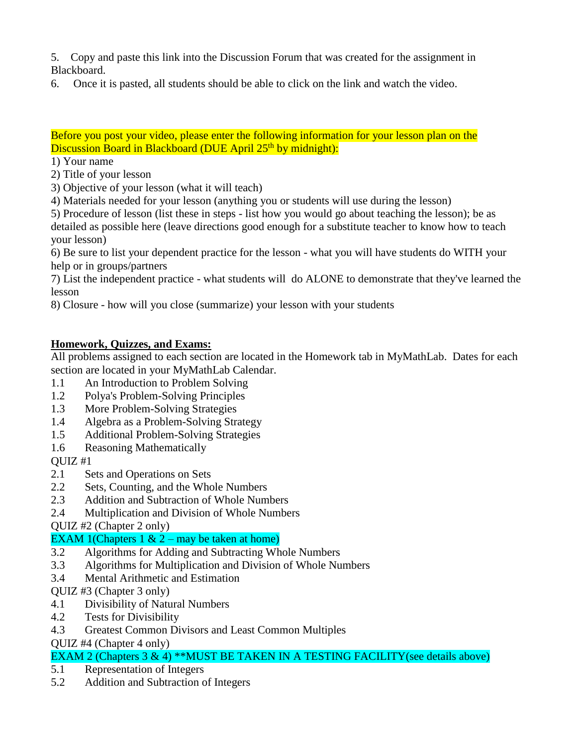5. Copy and paste this link into the Discussion Forum that was created for the assignment in Blackboard.
6. Once it is pasted, all students should be able to click on the link and watch the video.

Before you post your video, please enter the following information for your lesson plan on the Discussion Board in Blackboard (DUE April 25th by midnight):

1) Your name
2) Title of your lesson
3) Objective of your lesson (what it will teach)
4) Materials needed for your lesson (anything you or students will use during the lesson)
5) Procedure of lesson (list these in steps - list how you would go about teaching the lesson); be as detailed as possible here (leave directions good enough for a substitute teacher to know how to teach your lesson)
6) Be sure to list your dependent practice for the lesson - what you will have students do WITH your help or in groups/partners
7) List the independent practice - what students will do ALONE to demonstrate that they've learned the lesson
8) Closure - how will you close (summarize) your lesson with your students

**Homework, Quizzes, and Exams:**

All problems assigned to each section are located in the Homework tab in MyMathLab. Dates for each section are located in your MyMathLab Calendar.

1.1 An Introduction to Problem Solving
1.2 Polya's Problem-Solving Principles
1.3 More Problem-Solving Strategies
1.4 Algebra as a Problem-Solving Strategy
1.5 Additional Problem-Solving Strategies
1.6 Reasoning Mathematically
QUIZ #1
2.1 Sets and Operations on Sets
2.2 Sets, Counting, and the Whole Numbers
2.3 Addition and Subtraction of Whole Numbers
2.4 Multiplication and Division of Whole Numbers
QUIZ #2 (Chapter 2 only)
EXAM 1(Chapters 1 & 2 – may be taken at home)
3.2 Algorithms for Adding and Subtracting Whole Numbers
3.3 Algorithms for Multiplication and Division of Whole Numbers
3.4 Mental Arithmetic and Estimation
QUIZ #3 (Chapter 3 only)
4.1 Divisibility of Natural Numbers
4.2 Tests for Divisibility
4.3 Greatest Common Divisors and Least Common Multiples
QUIZ #4 (Chapter 4 only)
EXAM 2 (Chapters 3 & 4) **MUST BE TAKEN IN A TESTING FACILITY(see details above)
5.1 Representation of Integers
5.2 Addition and Subtraction of Integers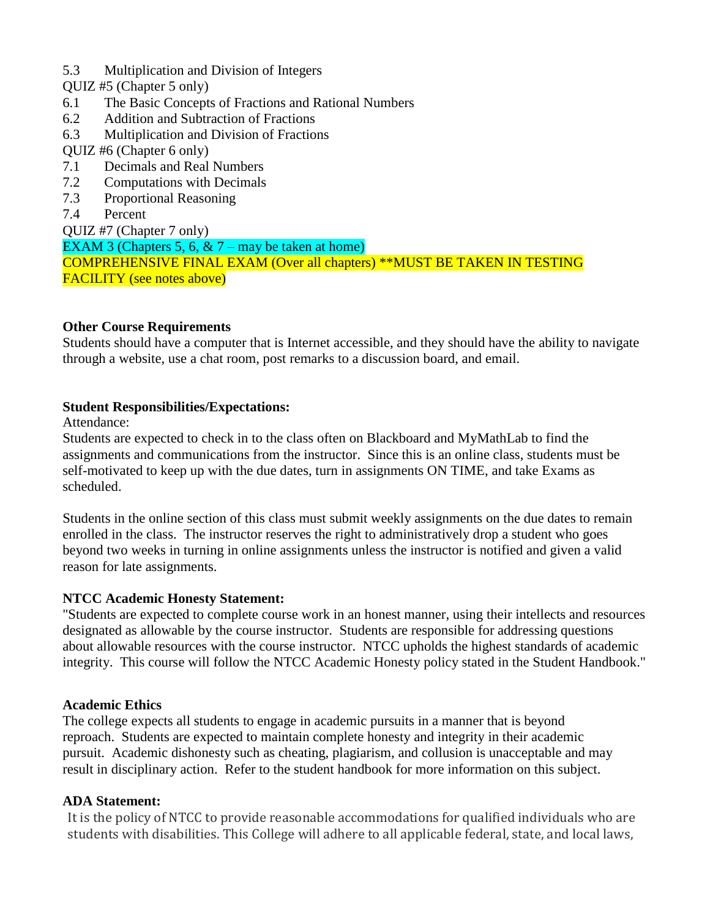5.3 Multiplication and Division of Integers

QUIZ #5 (Chapter 5 only)

6.1 The Basic Concepts of Fractions and Rational Numbers

6.2 Addition and Subtraction of Fractions

6.3 Multiplication and Division of Fractions

QUIZ #6 (Chapter 6 only)

7.1 Decimals and Real Numbers

7.2 Computations with Decimals

7.3 Proportional Reasoning

7.4 Percent

QUIZ #7 (Chapter 7 only)

EXAM 3 (Chapters 5, 6, & 7 – may be taken at home)

COMPREHENSIVE FINAL EXAM (Over all chapters) **MUST BE TAKEN IN TESTING FACILITY (see notes above)

**Other Course Requirements**

Students should have a computer that is Internet accessible, and they should have the ability to navigate through a website, use a chat room, post remarks to a discussion board, and email.

**Student Responsibilities/Expectations:**

Attendance:

Students are expected to check in to the class often on Blackboard and MyMathLab to find the assignments and communications from the instructor. Since this is an online class, students must be self-motivated to keep up with the due dates, turn in assignments ON TIME, and take Exams as scheduled.

Students in the online section of this class must submit weekly assignments on the due dates to remain enrolled in the class. The instructor reserves the right to administratively drop a student who goes beyond two weeks in turning in online assignments unless the instructor is notified and given a valid reason for late assignments.

**NTCC Academic Honesty Statement:**

"Students are expected to complete course work in an honest manner, using their intellects and resources designated as allowable by the course instructor. Students are responsible for addressing questions about allowable resources with the course instructor. NTCC upholds the highest standards of academic integrity. This course will follow the NTCC Academic Honesty policy stated in the Student Handbook."

**Academic Ethics**

The college expects all students to engage in academic pursuits in a manner that is beyond reproach. Students are expected to maintain complete honesty and integrity in their academic pursuit. Academic dishonesty such as cheating, plagiarism, and collusion is unacceptable and may result in disciplinary action. Refer to the student handbook for more information on this subject.

**ADA Statement:**

It is the policy of NTCC to provide reasonable accommodations for qualified individuals who are students with disabilities. This College will adhere to all applicable federal, state, and local laws,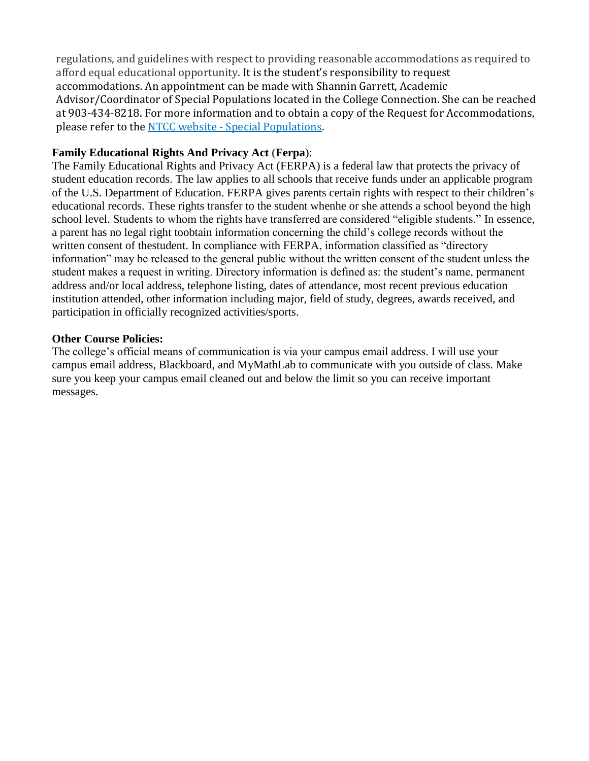regulations, and guidelines with respect to providing reasonable accommodations as required to afford equal educational opportunity. It is the student's responsibility to request accommodations. An appointment can be made with Shannin Garrett, Academic Advisor/Coordinator of Special Populations located in the College Connection. She can be reached at 903-434-8218. For more information and to obtain a copy of the Request for Accommodations, please refer to the [NTCC website - Special Populations](NTCC website - Special Populations).

**Family Educational Rights And Privacy Act (Ferpa):**

The Family Educational Rights and Privacy Act (FERPA) is a federal law that protects the privacy of student education records. The law applies to all schools that receive funds under an applicable program of the U.S. Department of Education. FERPA gives parents certain rights with respect to their children's educational records. These rights transfer to the student whenhe or she attends a school beyond the high school level. Students to whom the rights have transferred are considered "eligible students." In essence, a parent has no legal right toobtain information concerning the child's college records without the written consent of thestudent. In compliance with FERPA, information classified as "directory information" may be released to the general public without the written consent of the student unless the student makes a request in writing. Directory information is defined as: the student's name, permanent address and/or local address, telephone listing, dates of attendance, most recent previous education institution attended, other information including major, field of study, degrees, awards received, and participation in officially recognized activities/sports.

**Other Course Policies:**

The college's official means of communication is via your campus email address. I will use your campus email address, Blackboard, and MyMathLab to communicate with you outside of class. Make sure you keep your campus email cleaned out and below the limit so you can receive important messages.